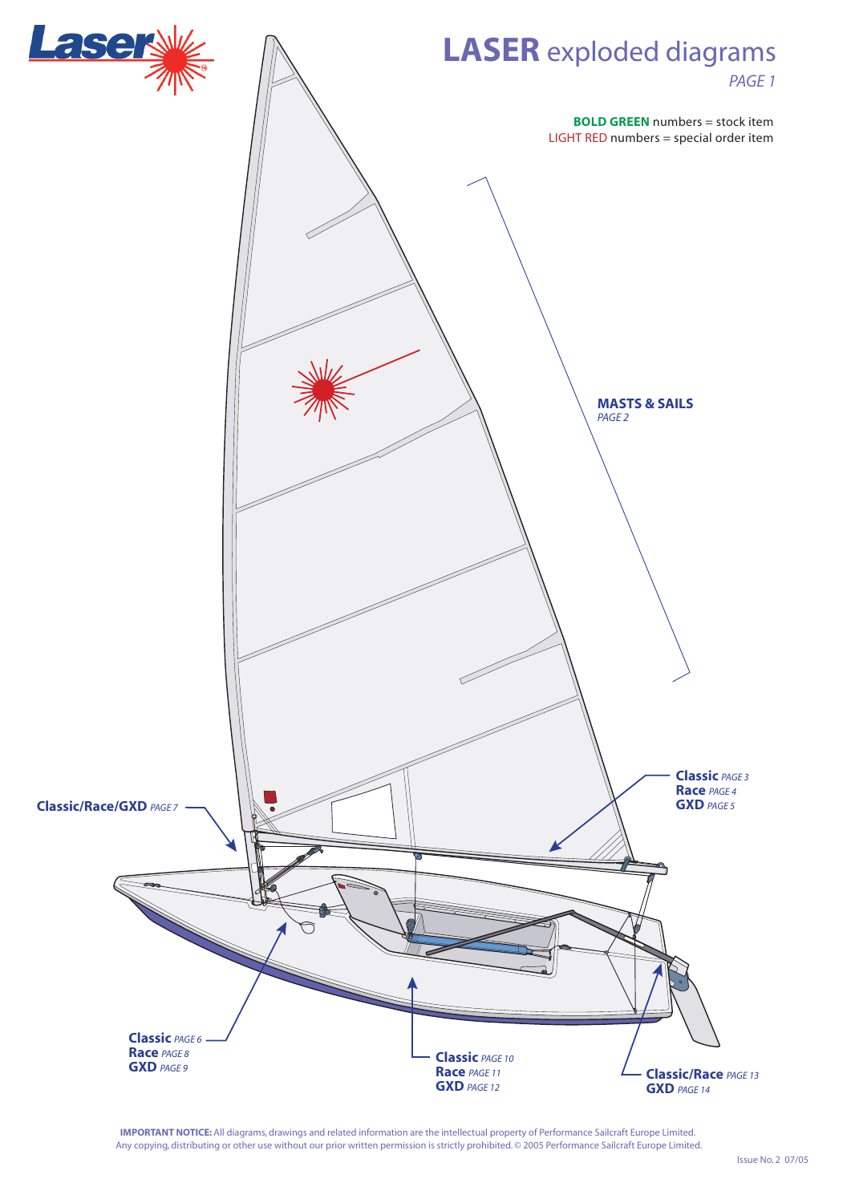# LASER exploded diagrams

*PAGE 1*

**BOLD GREEN** numbers = stock item
LIGHT RED numbers = special order item

**MASTS & SAILS** *PAGE 2*

**Classic** *PAGE 3*
**Race** *PAGE 4*
**GXD** *PAGE 5*

**Classic/Race/GXD** *PAGE 7*

**Classic** *PAGE 6*
**Race** *PAGE 8*
**GXD** *PAGE 9*

**Classic** *PAGE 10*
**Race** *PAGE 11*
**GXD** *PAGE 12*

**Classic/Race** *PAGE 13*
**GXD** *PAGE 14*

**IMPORTANT NOTICE:** All diagrams, drawings and related information are the intellectual property of Performance Sailcraft Europe Limited. Any copying, distributing or other use without our prior written permission is strictly prohibited. © 2005 Performance Sailcraft Europe Limited.

Issue No. 2 07/05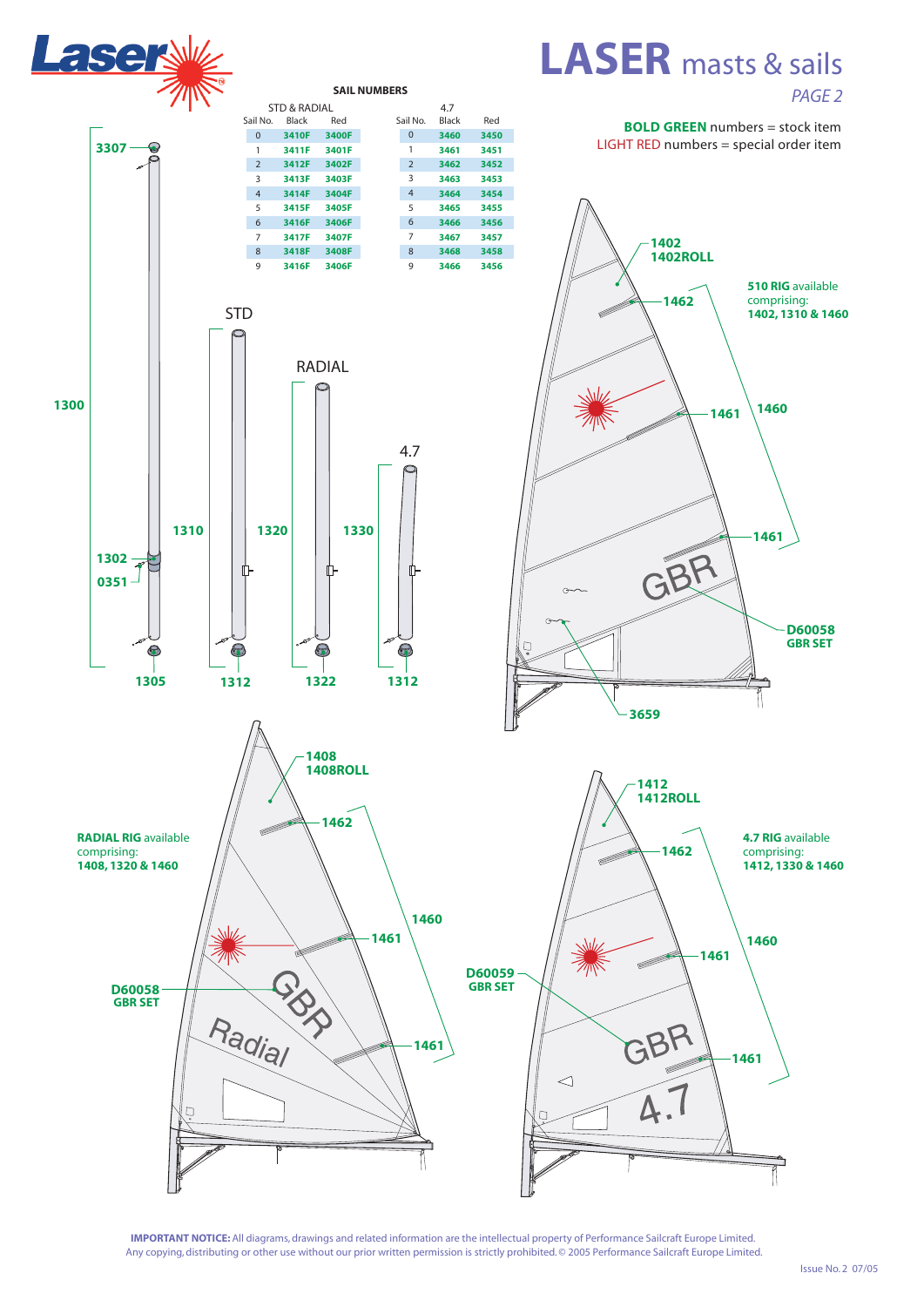# LASER masts & sails

*PAGE 2*

**BOLD GREEN** numbers = stock item
LIGHT RED numbers = special order item

## SAIL NUMBERS

| STD & RADIAL | | | 4.7 | | |
|---|---|---|---|---|---|
| Sail No. | Black | Red | Sail No. | Black | Red |
| 0 | 3410F | 3400F | 0 | 3460 | 3450 |
| 1 | 3411F | 3401F | 1 | 3461 | 3451 |
| 2 | 3412F | 3402F | 2 | 3462 | 3452 |
| 3 | 3413F | 3403F | 3 | 3463 | 3453 |
| 4 | 3414F | 3404F | 4 | 3464 | 3454 |
| 5 | 3415F | 3405F | 5 | 3465 | 3455 |
| 6 | 3416F | 3406F | 6 | 3466 | 3456 |
| 7 | 3417F | 3407F | 7 | 3467 | 3457 |
| 8 | 3418F | 3408F | 8 | 3468 | 3458 |
| 9 | 3416F | 3406F | 9 | 3466 | 3456 |

3307, 1300, 1302, 0351, 1305

STD: 1310, 1312

RADIAL: 1320, 1322

4.7: 1330, 1312

1402, 1402ROLL, 1462, 1461, 1460, 1461, D60058 GBR SET, 3659

**510 RIG** available comprising: **1402, 1310 & 1460**

1408, 1408ROLL, 1462, 1461, 1460, 1461, D60058 GBR SET

**RADIAL RIG** available comprising: **1408, 1320 & 1460**

1412, 1412ROLL, 1462, 1461, 1460, 1461, D60059 GBR SET

**4.7 RIG** available comprising: **1412, 1330 & 1460**

**IMPORTANT NOTICE:** All diagrams, drawings and related information are the intellectual property of Performance Sailcraft Europe Limited. Any copying, distributing or other use without our prior written permission is strictly prohibited. © 2005 Performance Sailcraft Europe Limited.

Issue No. 2 07/05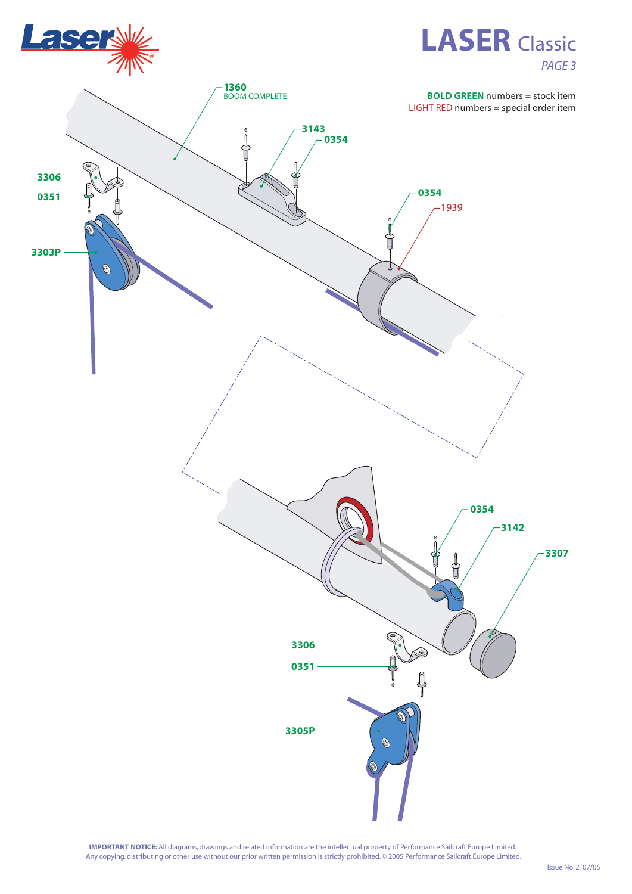# LASER Classic

*PAGE 3*

**BOLD GREEN** numbers = stock item
LIGHT RED numbers = special order item

**1360** BOOM COMPLETE

**3143**

**0354**

**3306**

**0351**

**0354**

1939

**3303P**

**0354**

**3142**

**3307**

**3306**

**0351**

**3305P**

**IMPORTANT NOTICE:** All diagrams, drawings and related information are the intellectual property of Performance Sailcraft Europe Limited. Any copying, distributing or other use without our prior written permission is strictly prohibited. © 2005 Performance Sailcraft Europe Limited.

Issue No. 2 07/05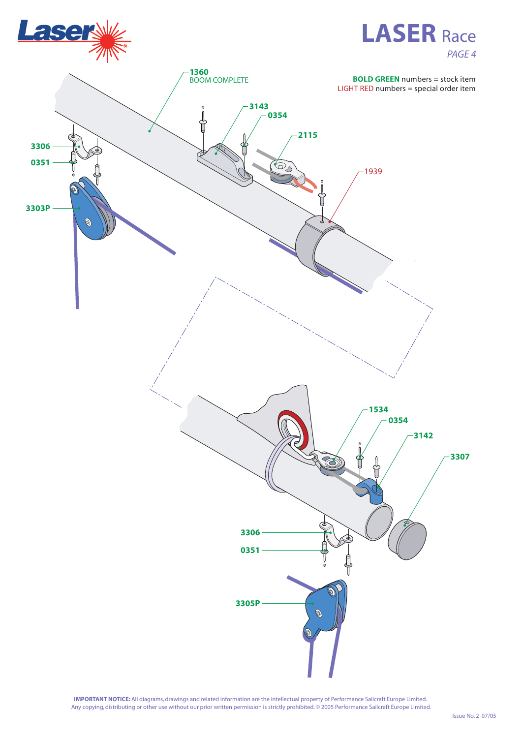# LASER Race

*PAGE 4*

**BOLD GREEN** numbers = stock item
LIGHT RED numbers = special order item

**1360** BOOM COMPLETE

**3143**

**0354**

**2115**

1939

**3306**

**0351**

**3303P**

**1534**

**0354**

**3142**

**3307**

**3306**

**0351**

**3305P**

**IMPORTANT NOTICE:** All diagrams, drawings and related information are the intellectual property of Performance Sailcraft Europe Limited. Any copying, distributing or other use without our prior written permission is strictly prohibited. © 2005 Performance Sailcraft Europe Limited.

Issue No. 2 07/05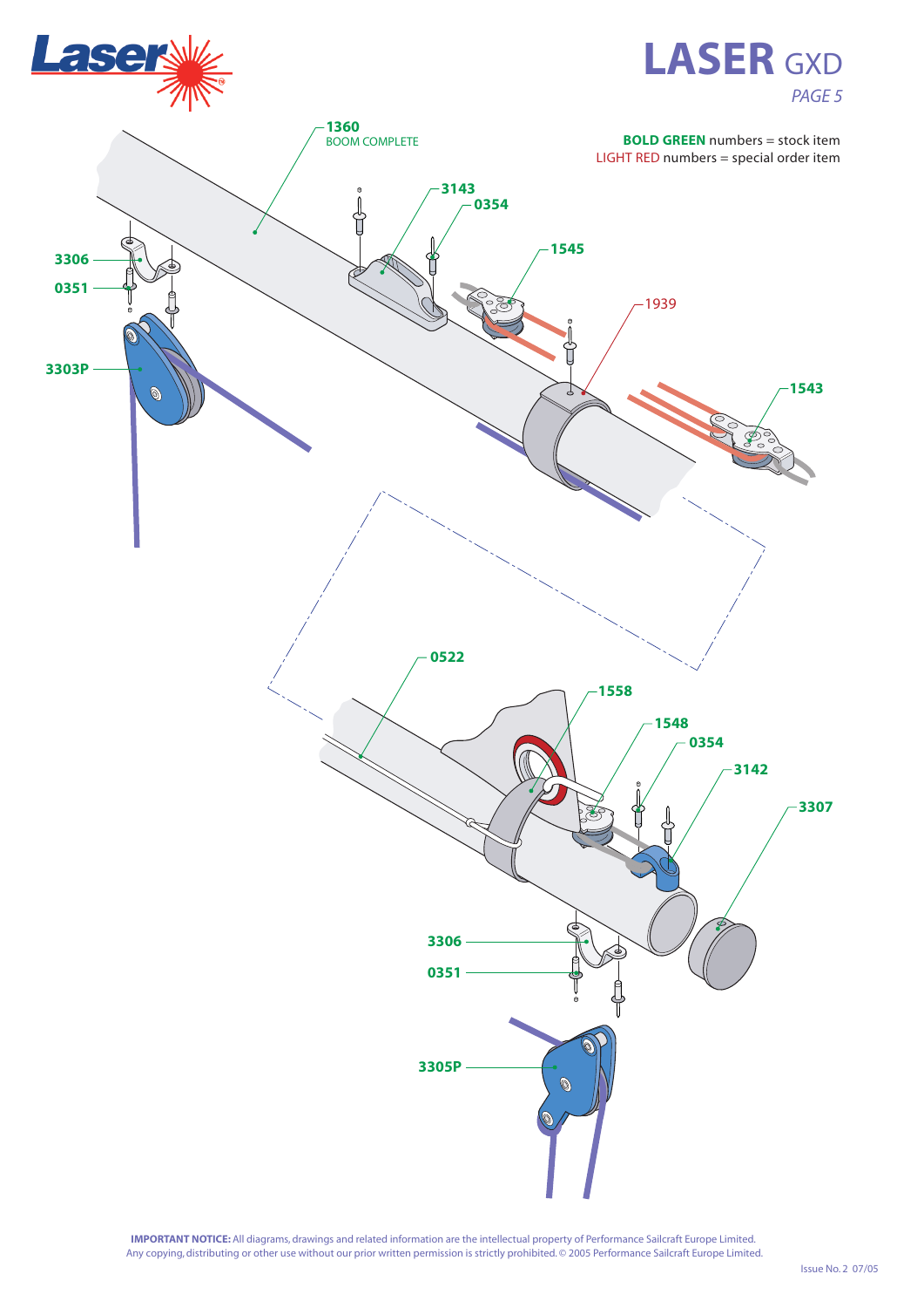# LASER GXD

*PAGE 5*

**BOLD GREEN** numbers = stock item
LIGHT RED numbers = special order item

**1360**
BOOM COMPLETE

**3143**

**0354**

**1545**

1939

**1543**

**3306**

**0351**

**3303P**

**0522**

**1558**

**1548**

**0354**

**3142**

**3307**

**3306**

**0351**

**3305P**

**IMPORTANT NOTICE:** All diagrams, drawings and related information are the intellectual property of Performance Sailcraft Europe Limited. Any copying, distributing or other use without our prior written permission is strictly prohibited. © 2005 Performance Sailcraft Europe Limited.

Issue No. 2 07/05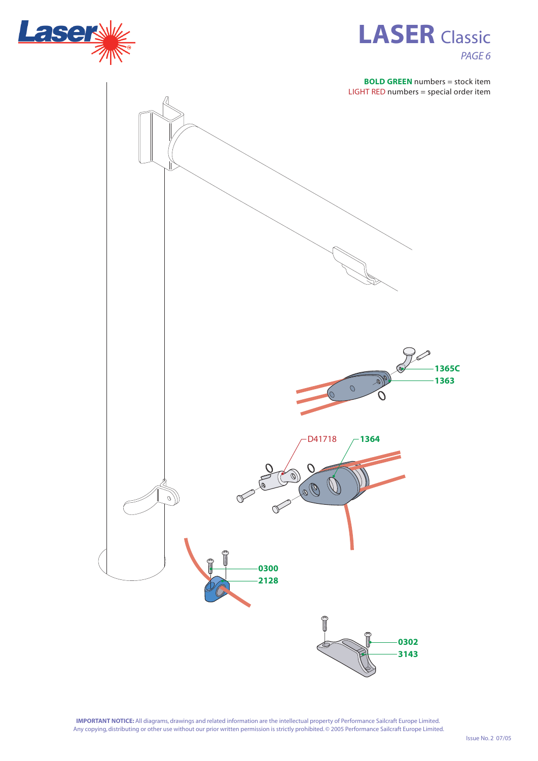# LASER Classic

*PAGE 6*

**BOLD GREEN** numbers = stock item
LIGHT RED numbers = special order item

**1365C**
**1363**

D41718
**1364**

**0300**
**2128**

**0302**
**3143**

**IMPORTANT NOTICE:** All diagrams, drawings and related information are the intellectual property of Performance Sailcraft Europe Limited. Any copying, distributing or other use without our prior written permission is strictly prohibited. © 2005 Performance Sailcraft Europe Limited.

Issue No. 2 07/05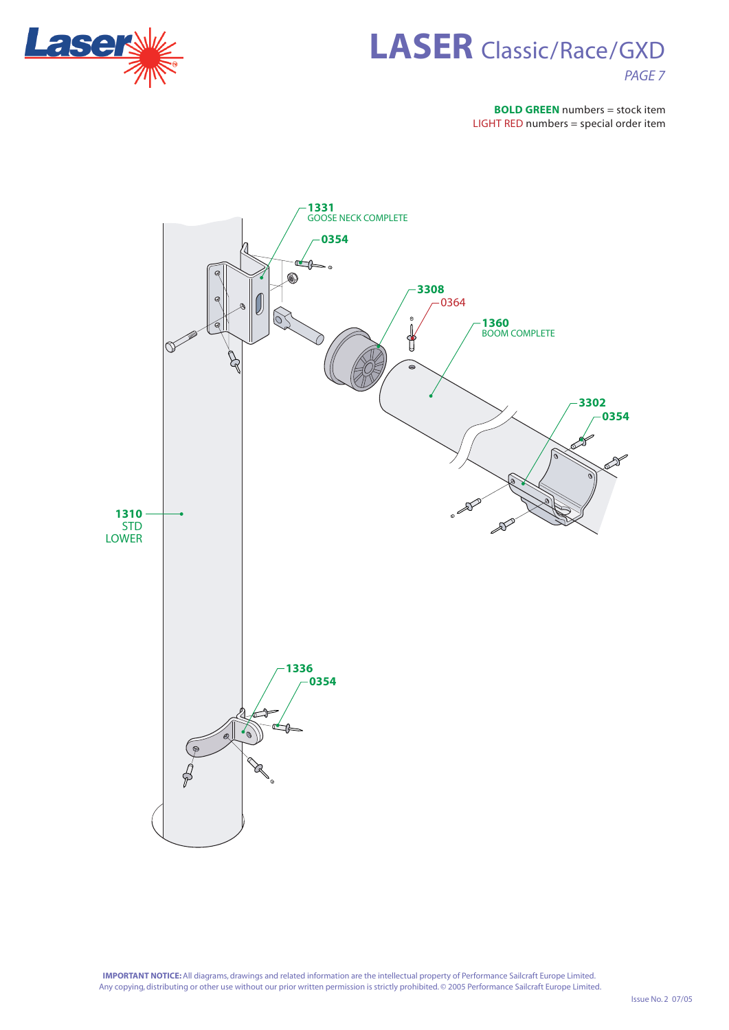# LASER Classic/Race/GXD

**BOLD GREEN** numbers = stock item
LIGHT RED numbers = special order item

**1331** GOOSE NECK COMPLETE

**0354**

**3308**

0364

**1360** BOOM COMPLETE

**3302**

**0354**

**1310** STD LOWER

**1336**

**0354**

**IMPORTANT NOTICE:** All diagrams, drawings and related information are the intellectual property of Performance Sailcraft Europe Limited. Any copying, distributing or other use without our prior written permission is strictly prohibited. © 2005 Performance Sailcraft Europe Limited.

Issue No. 2 07/05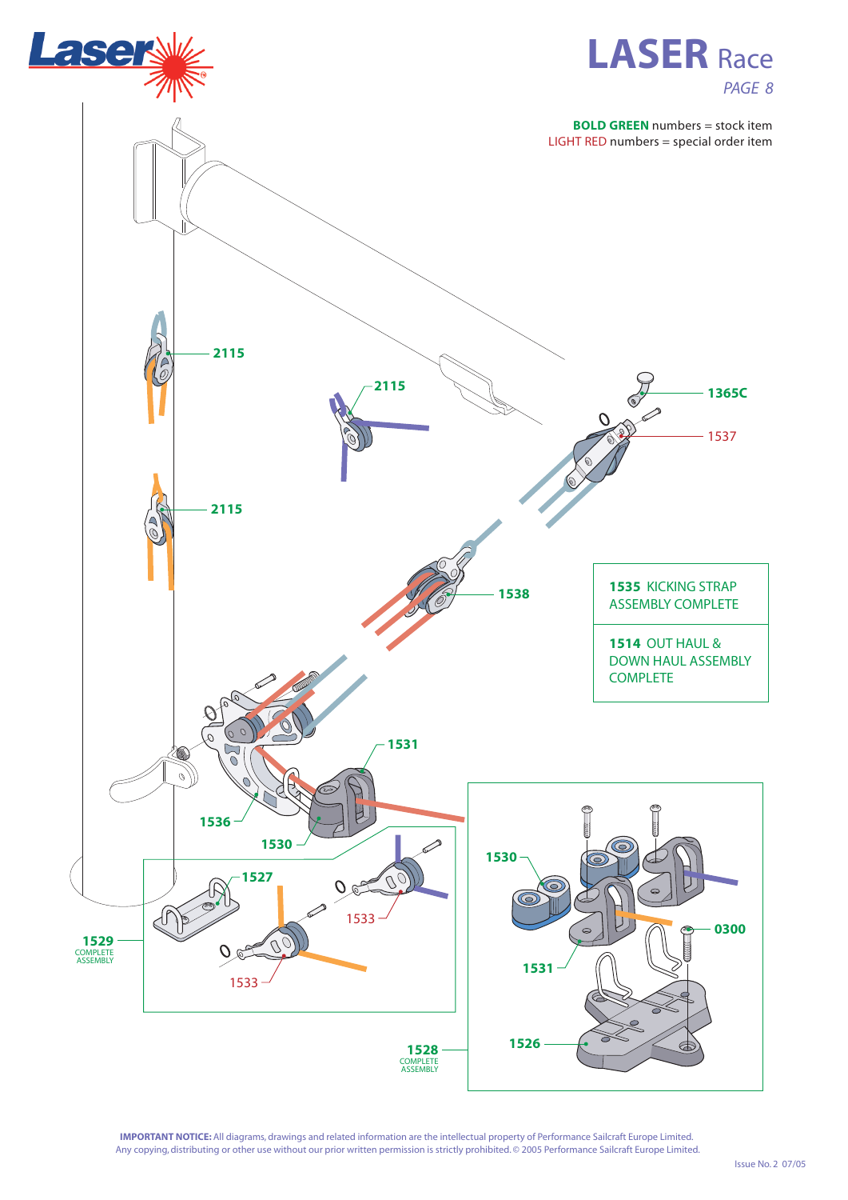# LASER Race

*PAGE 8*

**BOLD GREEN** numbers = stock item
LIGHT RED numbers = special order item

2115

2115

2115

1365C

1537

1538

1535 KICKING STRAP ASSEMBLY COMPLETE

1514 OUT HAUL & DOWN HAUL ASSEMBLY COMPLETE

1531

1536

1530

1527

1533

1533

1529 COMPLETE ASSEMBLY

1530

0300

1531

1526

1528 COMPLETE ASSEMBLY

**IMPORTANT NOTICE:** All diagrams, drawings and related information are the intellectual property of Performance Sailcraft Europe Limited. Any copying, distributing or other use without our prior written permission is strictly prohibited. © 2005 Performance Sailcraft Europe Limited.

Issue No. 2 07/05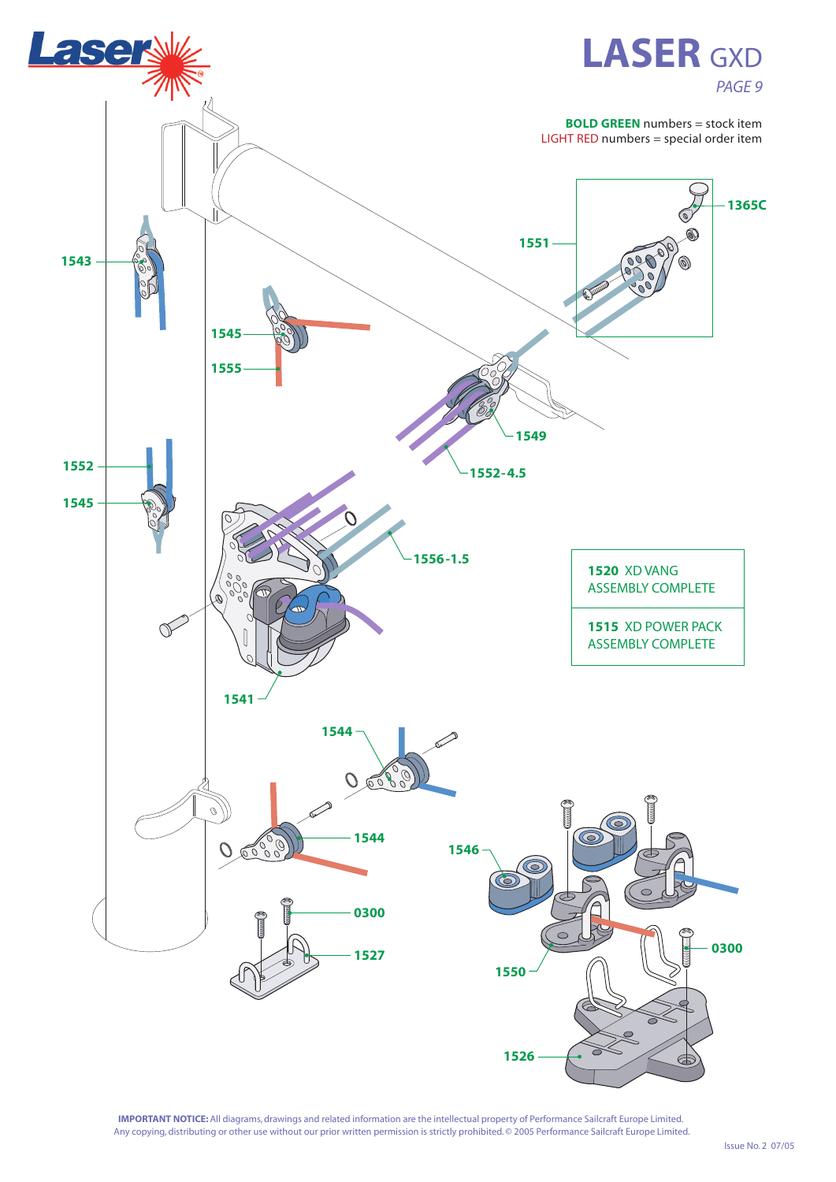# LASER GXD

*PAGE 9*

**BOLD GREEN** numbers = stock item
LIGHT RED numbers = special order item

1365C

1551

1543

1545

1555

1549

1552

1545

1552-4.5

1556-1.5

**1520** XD VANG ASSEMBLY COMPLETE

**1515** XD POWER PACK ASSEMBLY COMPLETE

1541

1544

1544

1546

0300

1527

0300

1550

1526

**IMPORTANT NOTICE:** All diagrams, drawings and related information are the intellectual property of Performance Sailcraft Europe Limited. Any copying, distributing or other use without our prior written permission is strictly prohibited. © 2005 Performance Sailcraft Europe Limited.

Issue No. 2 07/05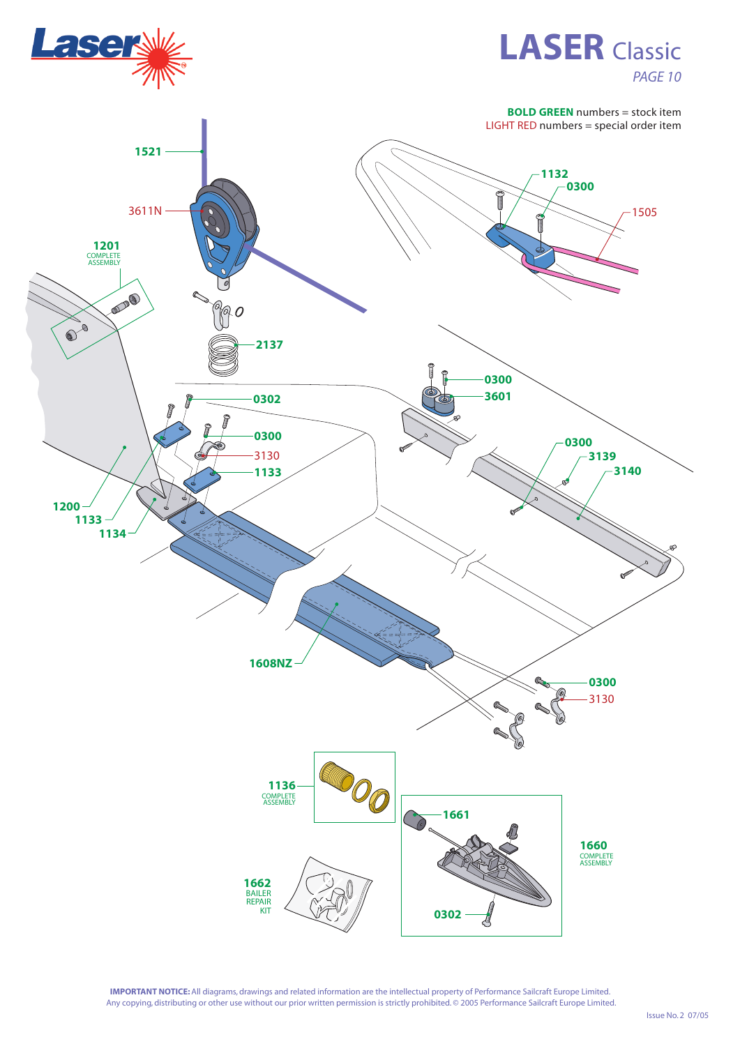# LASER Classic

*PAGE 10*

**BOLD GREEN** numbers = stock item
LIGHT RED numbers = special order item

**1521**

3611N

**1201**
COMPLETE ASSEMBLY

**2137**

**0302**

**0300**

3130

**1133**

**1200**

**1133**

**1134**

**1132**

**0300**

1505

**0300**

**3601**

**0300**

**3139**

**3140**

**1608NZ**

**0300**

3130

**1136**
COMPLETE ASSEMBLY

**1661**

**1660**
COMPLETE ASSEMBLY

**1662**
BAILER REPAIR KIT

**0302**

**IMPORTANT NOTICE:** All diagrams, drawings and related information are the intellectual property of Performance Sailcraft Europe Limited. Any copying, distributing or other use without our prior written permission is strictly prohibited. © 2005 Performance Sailcraft Europe Limited.

Issue No. 2 07/05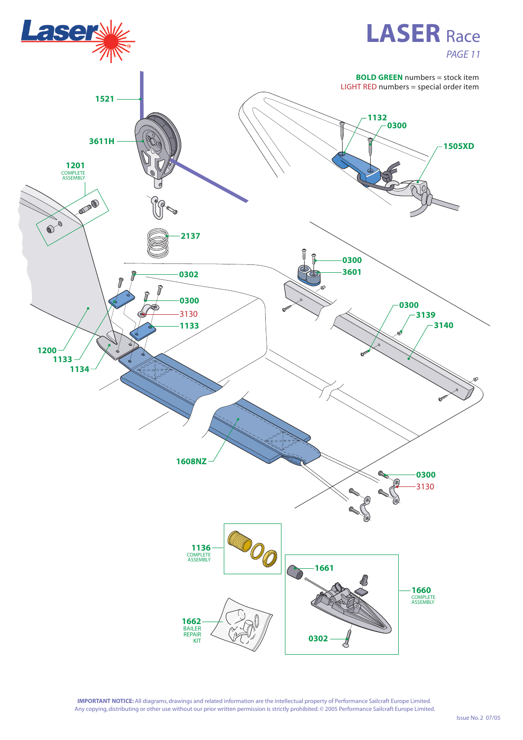# LASER Race

*PAGE 11*

**BOLD GREEN** numbers = stock item
LIGHT RED numbers = special order item

**1521**

**3611H**

**1201** COMPLETE ASSEMBLY

**1132**

**0300**

**1505XD**

**2137**

**0300**

**3601**

**0302**

**0300**

3130

**1133**

**0300**

**3139**

**3140**

**1200**

**1133**

**1134**

**1608NZ**

**0300**

3130

**1136** COMPLETE ASSEMBLY

**1661**

**1660** COMPLETE ASSEMBLY

**1662** BAILER REPAIR KIT

**0302**

**IMPORTANT NOTICE:** All diagrams, drawings and related information are the intellectual property of Performance Sailcraft Europe Limited. Any copying, distributing or other use without our prior written permission is strictly prohibited. © 2005 Performance Sailcraft Europe Limited.

Issue No. 2 07/05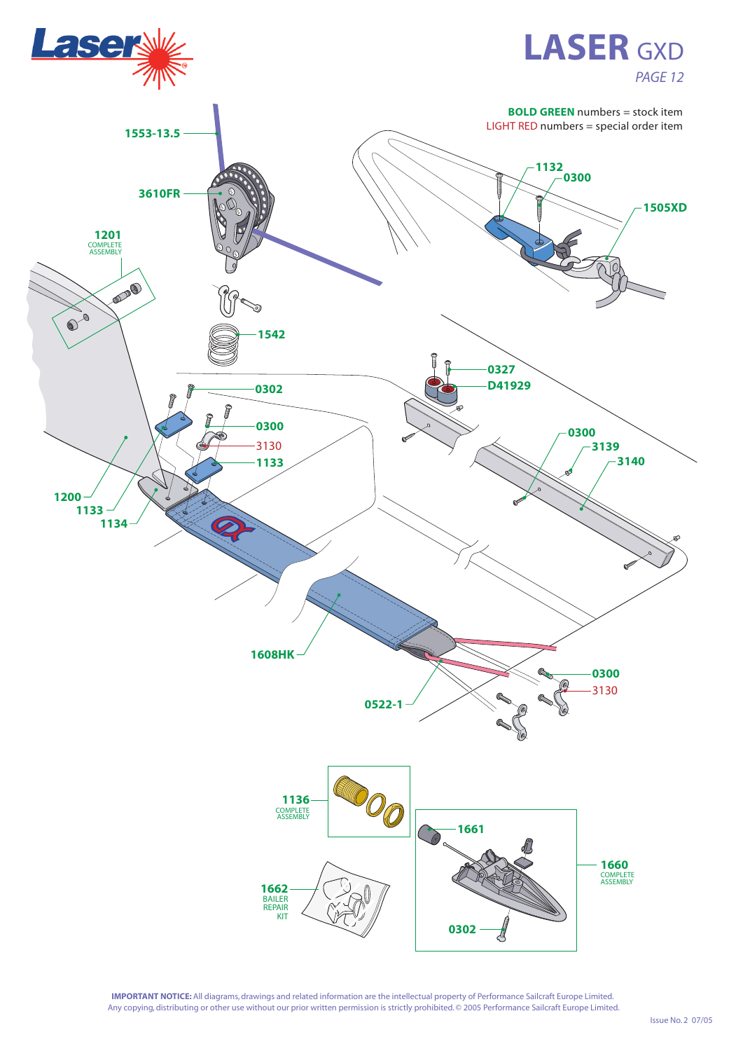# LASER GXD

*PAGE 12*

**BOLD GREEN** numbers = stock item
LIGHT RED numbers = special order item

**1553-13.5**

**3610FR**

**1201** COMPLETE ASSEMBLY

**1542**

**0302**

**0300**

3130

**1133**

**1200**

**1133**

**1134**

**1132**

**0300**

**1505XD**

**0327**

**D41929**

**0300**

**3139**

**3140**

**1608HK**

**0522-1**

**0300**

3130

**1136** COMPLETE ASSEMBLY

**1661**

**1660** COMPLETE ASSEMBLY

**1662** BAILER REPAIR KIT

**0302**

**IMPORTANT NOTICE:** All diagrams, drawings and related information are the intellectual property of Performance Sailcraft Europe Limited. Any copying, distributing or other use without our prior written permission is strictly prohibited. © 2005 Performance Sailcraft Europe Limited.

Issue No. 2 07/05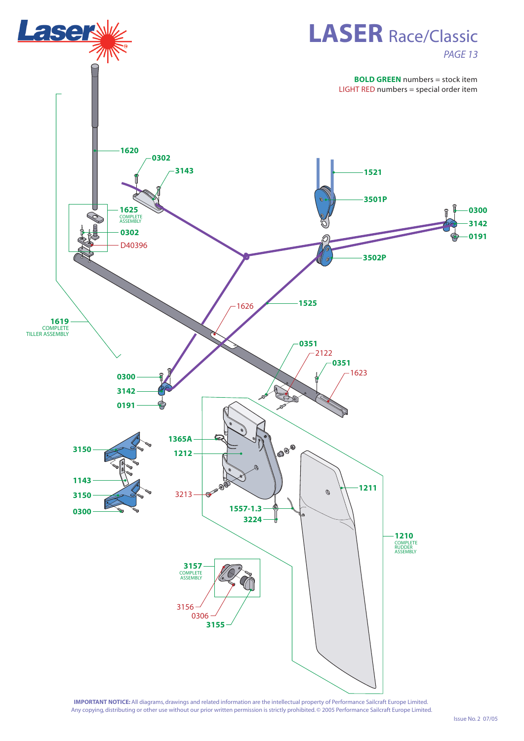# LASER Race/Classic

*PAGE 13*

**BOLD GREEN** numbers = stock item
LIGHT RED numbers = special order item

**1620**
**0302**
**3143**
**1625** COMPLETE ASSEMBLY
**0302**
D40396
**1619** COMPLETE TILLER ASSEMBLY
**1521**
**3501P**
**0300**
**3142**
**0191**
**3502P**
**1525**
1626
**0351**
2122
**0351**
1623
**0300**
**3142**
**0191**
**3150**
**1143**
**3150**
**0300**
**1365A**
**1212**
3213
**1557-1.3**
**3224**
**1211**
**1210** COMPLETE RUDDER ASSEMBLY
**3157** COMPLETE ASSEMBLY
3156
0306
**3155**

**IMPORTANT NOTICE:** All diagrams, drawings and related information are the intellectual property of Performance Sailcraft Europe Limited. Any copying, distributing or other use without our prior written permission is strictly prohibited. © 2005 Performance Sailcraft Europe Limited.

Issue No. 2 07/05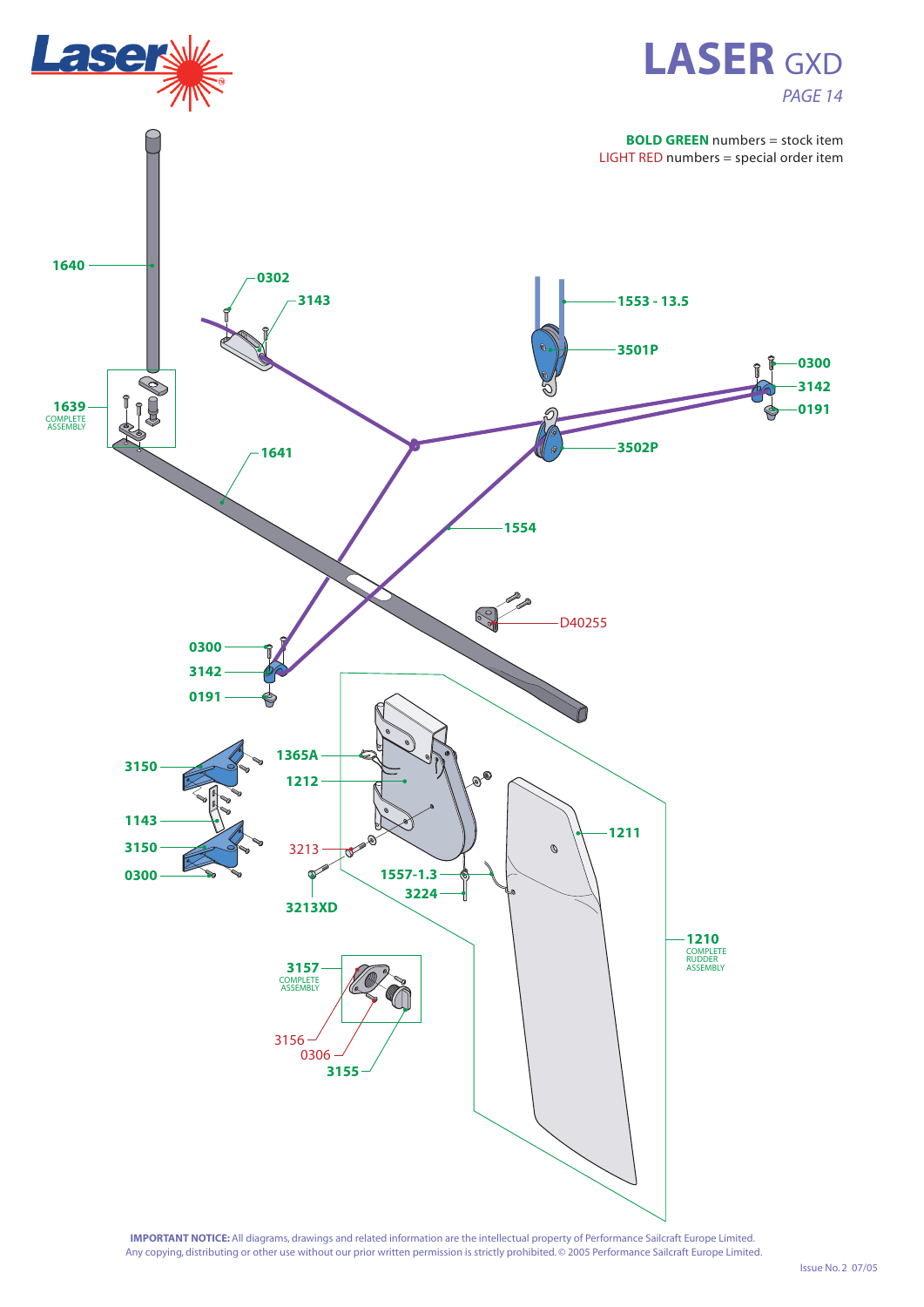# LASER GXD

*PAGE 14*

**BOLD GREEN** numbers = stock item
LIGHT RED numbers = special order item

1640

0302

3143

1553 - 13.5

3501P

0300

3142

0191

1639
COMPLETE ASSEMBLY

1641

3502P

1554

D40255

0300

3142

0191

3150

1365A

1212

1143

3150

0300

3213

3213XD

1557-1.3

3224

1211

1210
COMPLETE RUDDER ASSEMBLY

3157
COMPLETE ASSEMBLY

3156

0306

3155

**IMPORTANT NOTICE:** All diagrams, drawings and related information are the intellectual property of Performance Sailcraft Europe Limited. Any copying, distributing or other use without our prior written permission is strictly prohibited. © 2005 Performance Sailcraft Europe Limited.

Issue No. 2 07/05